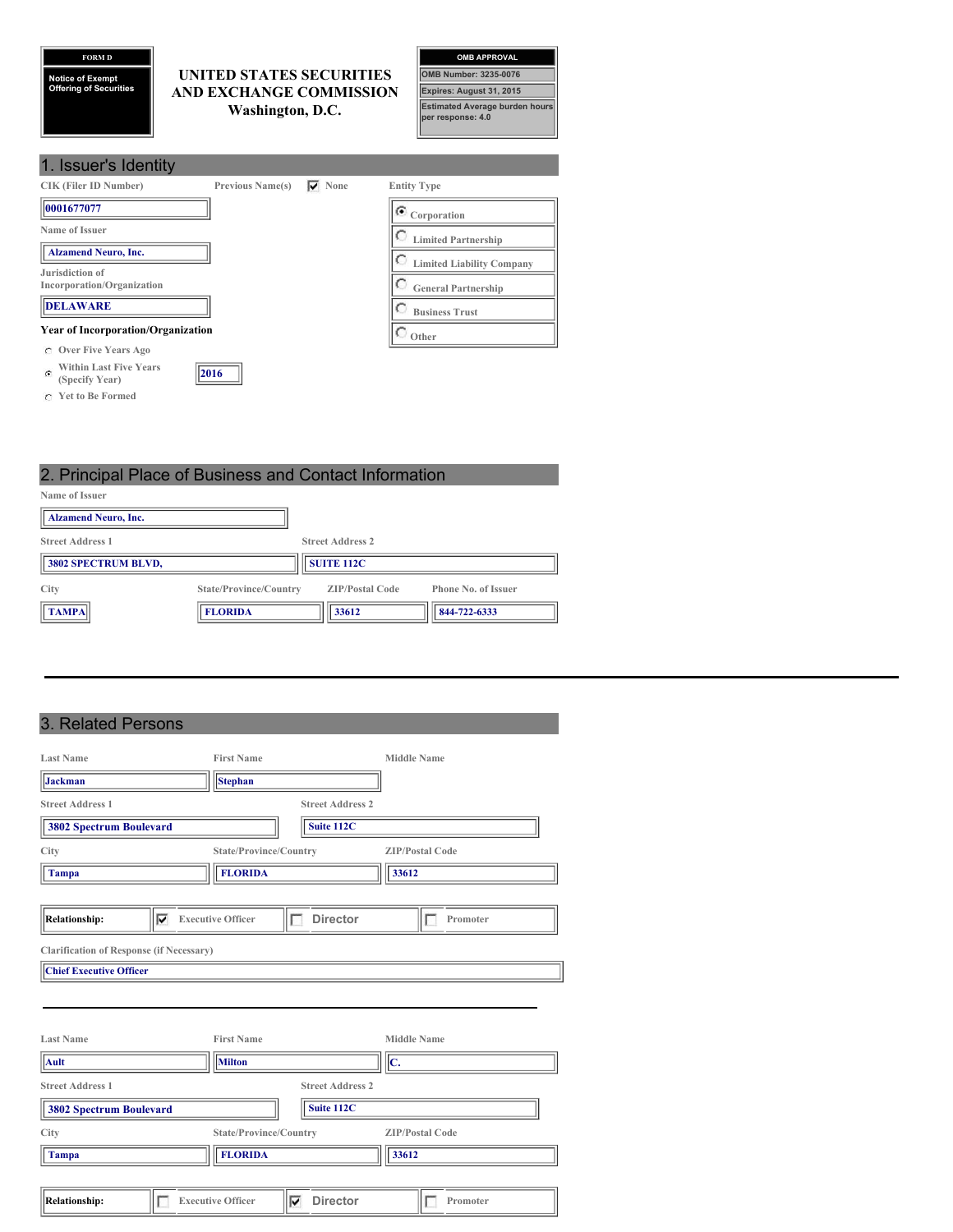**FORM D**

**Notice of Exempt Offering of Securities**

# UNITED STATES SECURITIES AND EXCHANGE COMMISSION
Washington, D.C.

| OMB APPROVAL |
|---|
| OMB Number: 3235-0076 |
| Expires: August 31, 2015 |
| Estimated Average burden hours per response: 4.0 |

## 1. Issuer's Identity

| CIK (Filer ID Number) | Previous Name(s) | Entity Type |
|---|---|---|
| 0001677077 | ☑ None | ◉ Corporation |
| | | ○ Limited Partnership |
| | | ○ Limited Liability Company |
| | | ○ General Partnership |
| | | ○ Business Trust |
| | | ○ Other |

**Name of Issuer**
Alzamend Neuro, Inc.

**Jurisdiction of Incorporation/Organization**
DELAWARE

**Year of Incorporation/Organization**

- ○ Over Five Years Ago
- ◉ Within Last Five Years (Specify Year) 2016
- ○ Yet to Be Formed

## 2. Principal Place of Business and Contact Information

**Name of Issuer**
Alzamend Neuro, Inc.

| Street Address 1 | Street Address 2 |
|---|---|
| 3802 SPECTRUM BLVD, | SUITE 112C |

| City | State/Province/Country | ZIP/Postal Code | Phone No. of Issuer |
|---|---|---|---|
| TAMPA | FLORIDA | 33612 | 844-722-6333 |

---

## 3. Related Persons

| Last Name | First Name | Middle Name |
|---|---|---|
| Jackman | Stephan | |

| Street Address 1 | Street Address 2 |
|---|---|
| 3802 Spectrum Boulevard | Suite 112C |

| City | State/Province/Country | ZIP/Postal Code |
|---|---|---|
| Tampa | FLORIDA | 33612 |

| Relationship: | ☑ Executive Officer | ☐ Director | ☐ Promoter |
|---|---|---|---|

**Clarification of Response (if Necessary)**
Chief Executive Officer

---

| Last Name | First Name | Middle Name |
|---|---|---|
| Ault | Milton | C. |

| Street Address 1 | Street Address 2 |
|---|---|
| 3802 Spectrum Boulevard | Suite 112C |

| City | State/Province/Country | ZIP/Postal Code |
|---|---|---|
| Tampa | FLORIDA | 33612 |

| Relationship: | ☐ Executive Officer | ☑ Director | ☐ Promoter |
|---|---|---|---|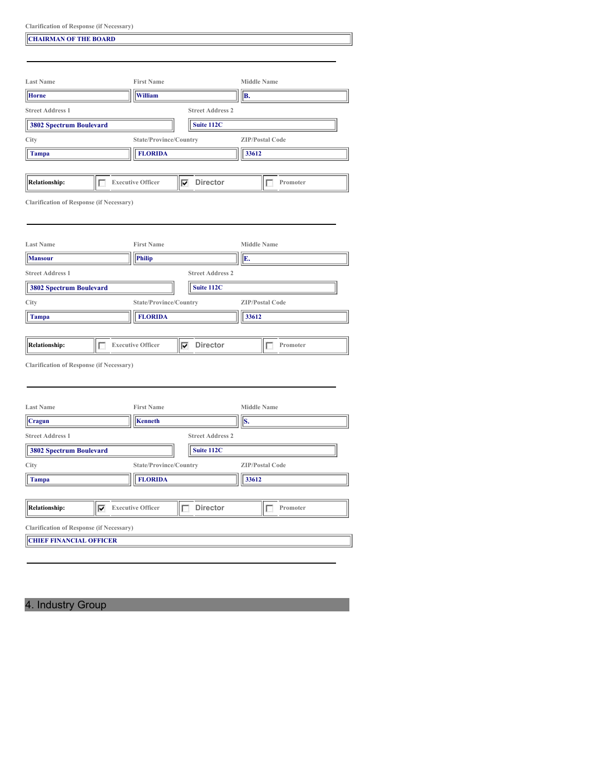Clarification of Response (if Necessary)

CHAIRMAN OF THE BOARD

---

| Last Name | First Name | Middle Name |
|---|---|---|
| Horne | William | B. |

| Street Address 1 | Street Address 2 |
|---|---|
| 3802 Spectrum Boulevard | Suite 112C |

| City | State/Province/Country | ZIP/Postal Code |
|---|---|---|
| Tampa | FLORIDA | 33612 |

| Relationship: | ☐ Executive Officer | ☑ Director | ☐ Promoter |
|---|---|---|---|

Clarification of Response (if Necessary)

---

| Last Name | First Name | Middle Name |
|---|---|---|
| Mansour | Philip | E. |

| Street Address 1 | Street Address 2 |
|---|---|
| 3802 Spectrum Boulevard | Suite 112C |

| City | State/Province/Country | ZIP/Postal Code |
|---|---|---|
| Tampa | FLORIDA | 33612 |

| Relationship: | ☐ Executive Officer | ☑ Director | ☐ Promoter |
|---|---|---|---|

Clarification of Response (if Necessary)

---

| Last Name | First Name | Middle Name |
|---|---|---|
| Cragun | Kenneth | S. |

| Street Address 1 | Street Address 2 |
|---|---|
| 3802 Spectrum Boulevard | Suite 112C |

| City | State/Province/Country | ZIP/Postal Code |
|---|---|---|
| Tampa | FLORIDA | 33612 |

| Relationship: | ☑ Executive Officer | ☐ Director | ☐ Promoter |
|---|---|---|---|

Clarification of Response (if Necessary)

CHIEF FINANCIAL OFFICER

---

## 4. Industry Group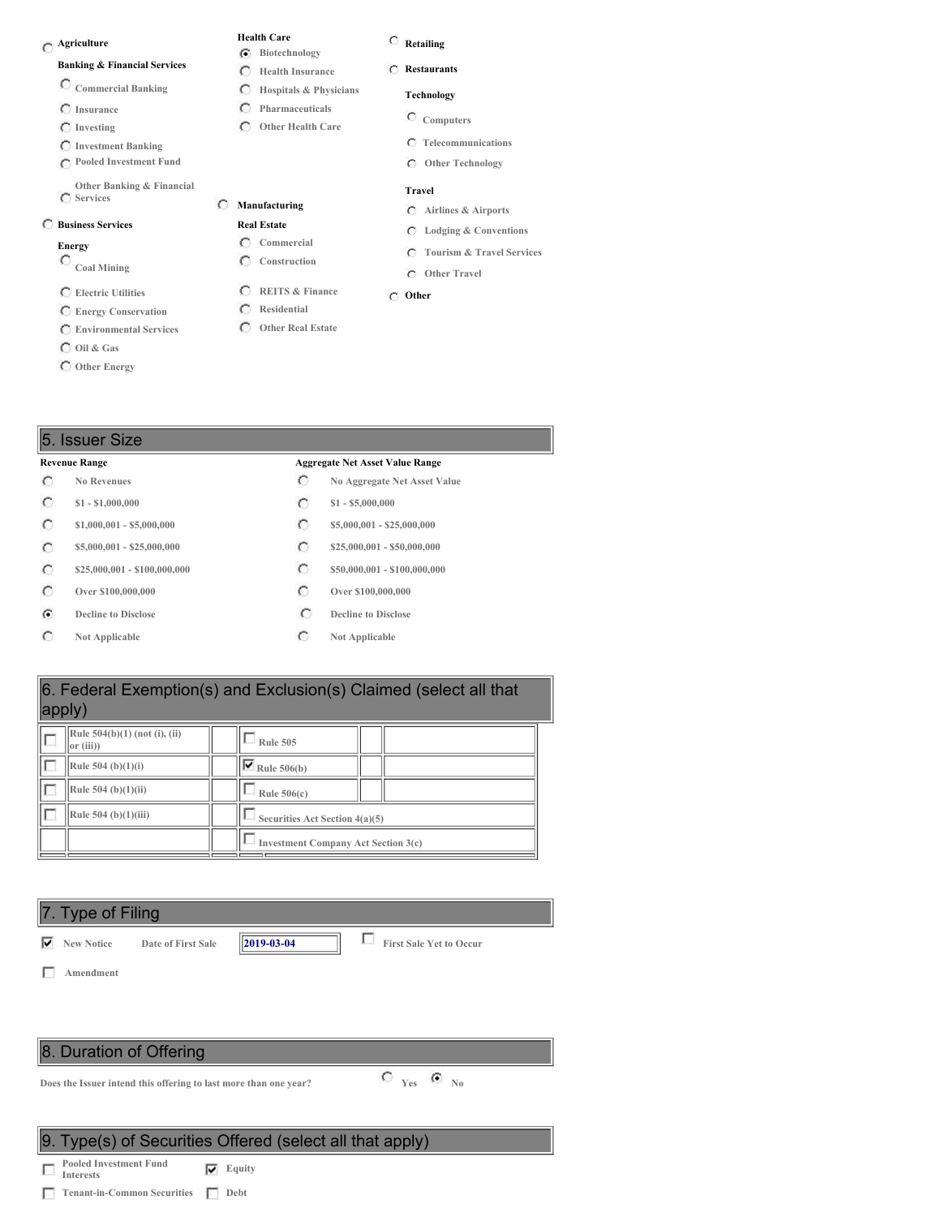- ( ) **Agriculture**
- **Banking & Financial Services**
  - ( ) Commercial Banking
  - ( ) Insurance
  - ( ) Investing
  - ( ) Investment Banking
  - ( ) Pooled Investment Fund
  - ( ) Other Banking & Financial Services
- ( ) **Business Services**
- **Energy**
  - ( ) Coal Mining
  - ( ) Electric Utilities
  - ( ) Energy Conservation
  - ( ) Environmental Services
  - ( ) Oil & Gas
  - ( ) Other Energy
- **Health Care**
  - (•) Biotechnology
  - ( ) Health Insurance
  - ( ) Hospitals & Physicians
  - ( ) Pharmaceuticals
  - ( ) Other Health Care
- ( ) **Manufacturing**
- **Real Estate**
  - ( ) Commercial
  - ( ) Construction
  - ( ) REITS & Finance
  - ( ) Residential
  - ( ) Other Real Estate
- ( ) **Retailing**
- ( ) **Restaurants**
- **Technology**
  - ( ) Computers
  - ( ) Telecommunications
  - ( ) Other Technology
- **Travel**
  - ( ) Airlines & Airports
  - ( ) Lodging & Conventions
  - ( ) Tourism & Travel Services
  - ( ) Other Travel
- ( ) **Other**

## 5. Issuer Size

| Revenue Range | Aggregate Net Asset Value Range |
|---|---|
| ( ) No Revenues | ( ) No Aggregate Net Asset Value |
| ( ) $1 - $1,000,000 | ( ) $1 - $5,000,000 |
| ( ) $1,000,001 - $5,000,000 | ( ) $5,000,001 - $25,000,000 |
| ( ) $5,000,001 - $25,000,000 | ( ) $25,000,001 - $50,000,000 |
| ( ) $25,000,001 - $100,000,000 | ( ) $50,000,001 - $100,000,000 |
| ( ) Over $100,000,000 | ( ) Over $100,000,000 |
| (•) Decline to Disclose | ( ) Decline to Disclose |
| ( ) Not Applicable | ( ) Not Applicable |

## 6. Federal Exemption(s) and Exclusion(s) Claimed (select all that apply)

| | |
|---|---|
| [ ] Rule 504(b)(1) (not (i), (ii) or (iii)) | [ ] Rule 505 |
| [ ] Rule 504 (b)(1)(i) | [x] Rule 506(b) |
| [ ] Rule 504 (b)(1)(ii) | [ ] Rule 506(c) |
| [ ] Rule 504 (b)(1)(iii) | [ ] Securities Act Section 4(a)(5) |
| | [ ] Investment Company Act Section 3(c) |

## 7. Type of Filing

[x] New Notice    Date of First Sale **2019-03-04**    [ ] First Sale Yet to Occur

[ ] Amendment

## 8. Duration of Offering

Does the Issuer intend this offering to last more than one year?    ( ) Yes    (•) No

## 9. Type(s) of Securities Offered (select all that apply)

| | |
|---|---|
| [ ] Pooled Investment Fund Interests | [x] Equity |
| [ ] Tenant-in-Common Securities | [ ] Debt |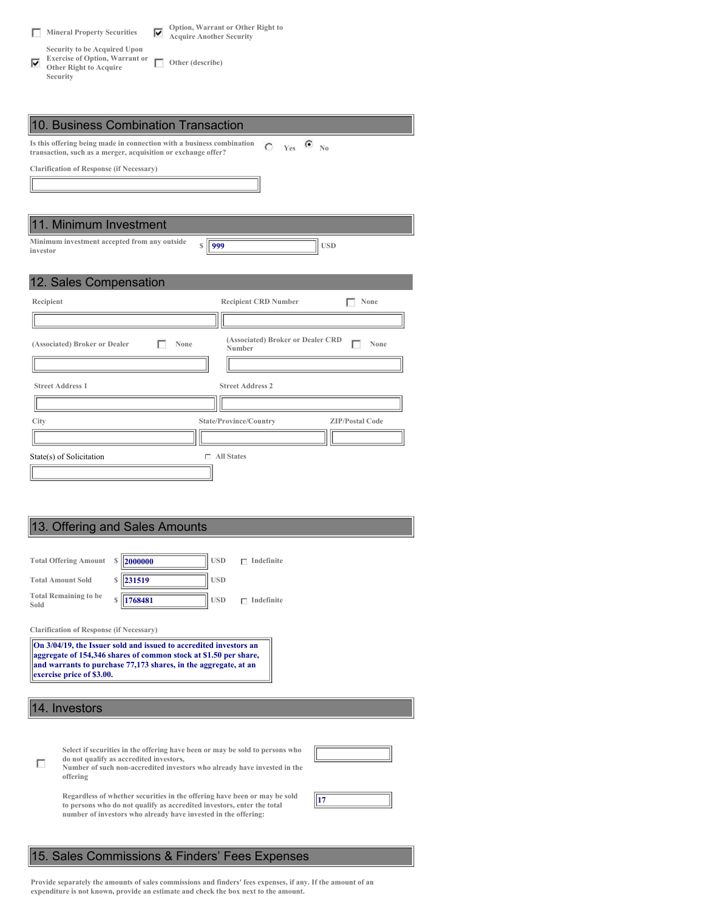- [ ] Mineral Property Securities
- [x] Option, Warrant or Other Right to Acquire Another Security
- [x] Security to be Acquired Upon Exercise of Option, Warrant or Other Right to Acquire Security
- [ ] Other (describe)

## 10. Business Combination Transaction

Is this offering being made in connection with a business combination transaction, such as a merger, acquisition or exchange offer? ○ Yes ◉ No

Clarification of Response (if Necessary)

## 11. Minimum Investment

Minimum investment accepted from any outside investor $ 999 USD

## 12. Sales Compensation

Recipient | Recipient CRD Number ☐ None

(Associated) Broker or Dealer ☐ None | (Associated) Broker or Dealer CRD Number ☐ None

Street Address 1 | Street Address 2

City | State/Province/Country | ZIP/Postal Code

State(s) of Solicitation ☐ All States

## 13. Offering and Sales Amounts

| | | | |
|---|---|---|---|
| Total Offering Amount | $ 2000000 | USD | ☐ Indefinite |
| Total Amount Sold | $ 231519 | USD | |
| Total Remaining to be Sold | $ 1768481 | USD | ☐ Indefinite |

Clarification of Response (if Necessary)

On 3/04/19, the Issuer sold and issued to accredited investors an aggregate of 154,346 shares of common stock at $1.50 per share, and warrants to purchase 77,173 shares, in the aggregate, at an exercise price of $3.00.

## 14. Investors

☐ Select if securities in the offering have been or may be sold to persons who do not qualify as accredited investors,
Number of such non-accredited investors who already have invested in the offering

Regardless of whether securities in the offering have been or may be sold to persons who do not qualify as accredited investors, enter the total number of investors who already have invested in the offering: 17

## 15. Sales Commissions & Finders' Fees Expenses

Provide separately the amounts of sales commissions and finders' fees expenses, if any. If the amount of an expenditure is not known, provide an estimate and check the box next to the amount.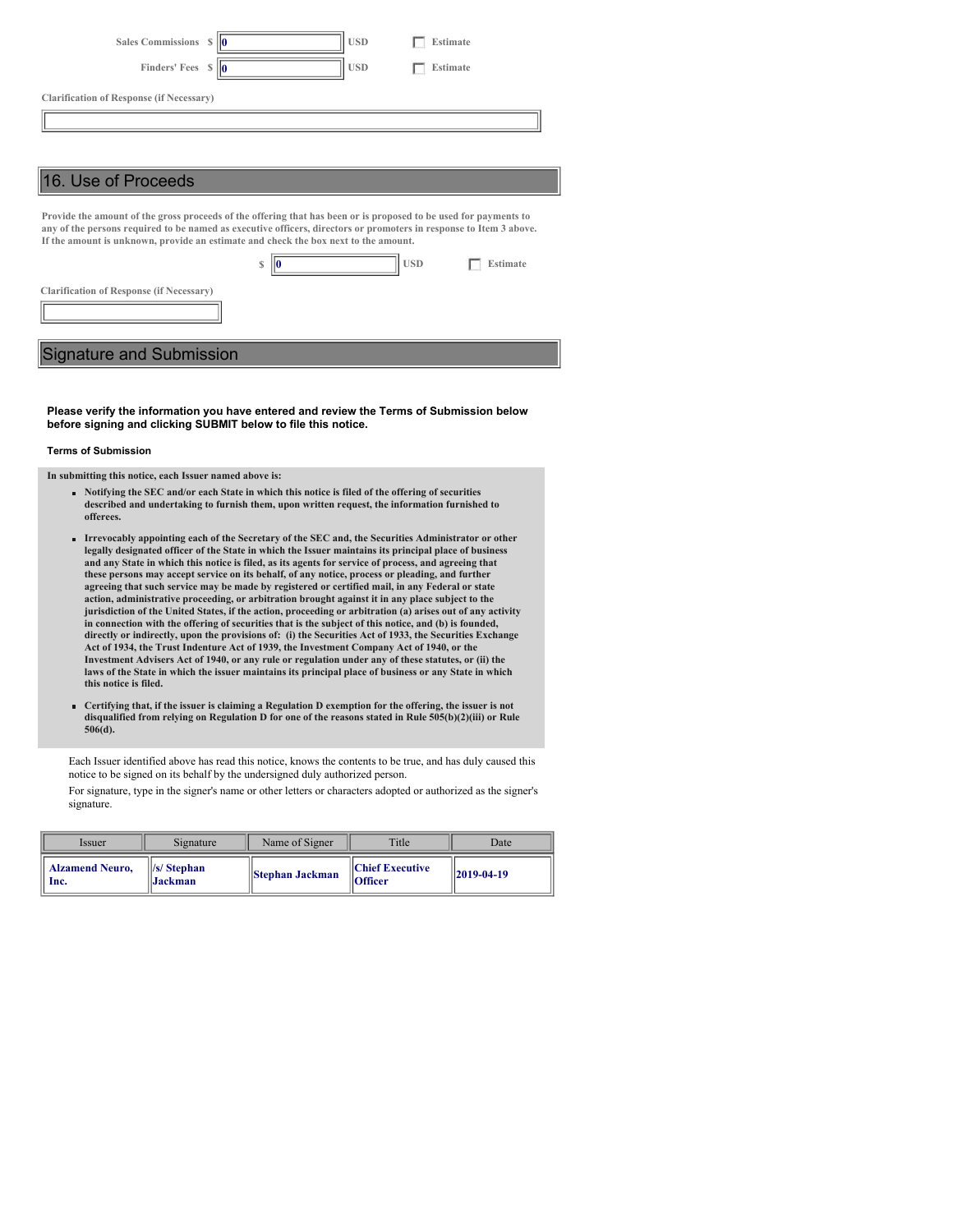Sales Commissions $ 0 USD ☐ Estimate

Finders' Fees $ 0 USD ☐ Estimate

Clarification of Response (if Necessary)

## 16. Use of Proceeds

Provide the amount of the gross proceeds of the offering that has been or is proposed to be used for payments to any of the persons required to be named as executive officers, directors or promoters in response to Item 3 above. If the amount is unknown, provide an estimate and check the box next to the amount.

$ 0 USD ☐ Estimate

Clarification of Response (if Necessary)

## Signature and Submission

**Please verify the information you have entered and review the Terms of Submission below before signing and clicking SUBMIT below to file this notice.**

**Terms of Submission**

**In submitting this notice, each Issuer named above is:**

- **Notifying the SEC and/or each State in which this notice is filed of the offering of securities described and undertaking to furnish them, upon written request, the information furnished to offerees.**
- **Irrevocably appointing each of the Secretary of the SEC and, the Securities Administrator or other legally designated officer of the State in which the Issuer maintains its principal place of business and any State in which this notice is filed, as its agents for service of process, and agreeing that these persons may accept service on its behalf, of any notice, process or pleading, and further agreeing that such service may be made by registered or certified mail, in any Federal or state action, administrative proceeding, or arbitration brought against it in any place subject to the jurisdiction of the United States, if the action, proceeding or arbitration (a) arises out of any activity in connection with the offering of securities that is the subject of this notice, and (b) is founded, directly or indirectly, upon the provisions of: (i) the Securities Act of 1933, the Securities Exchange Act of 1934, the Trust Indenture Act of 1939, the Investment Company Act of 1940, or the Investment Advisers Act of 1940, or any rule or regulation under any of these statutes, or (ii) the laws of the State in which the issuer maintains its principal place of business or any State in which this notice is filed.**
- **Certifying that, if the issuer is claiming a Regulation D exemption for the offering, the issuer is not disqualified from relying on Regulation D for one of the reasons stated in Rule 505(b)(2)(iii) or Rule 506(d).**

Each Issuer identified above has read this notice, knows the contents to be true, and has duly caused this notice to be signed on its behalf by the undersigned duly authorized person.

For signature, type in the signer's name or other letters or characters adopted or authorized as the signer's signature.

| Issuer | Signature | Name of Signer | Title | Date |
|---|---|---|---|---|
| Alzamend Neuro, Inc. | /s/ Stephan Jackman | Stephan Jackman | Chief Executive Officer | 2019-04-19 |